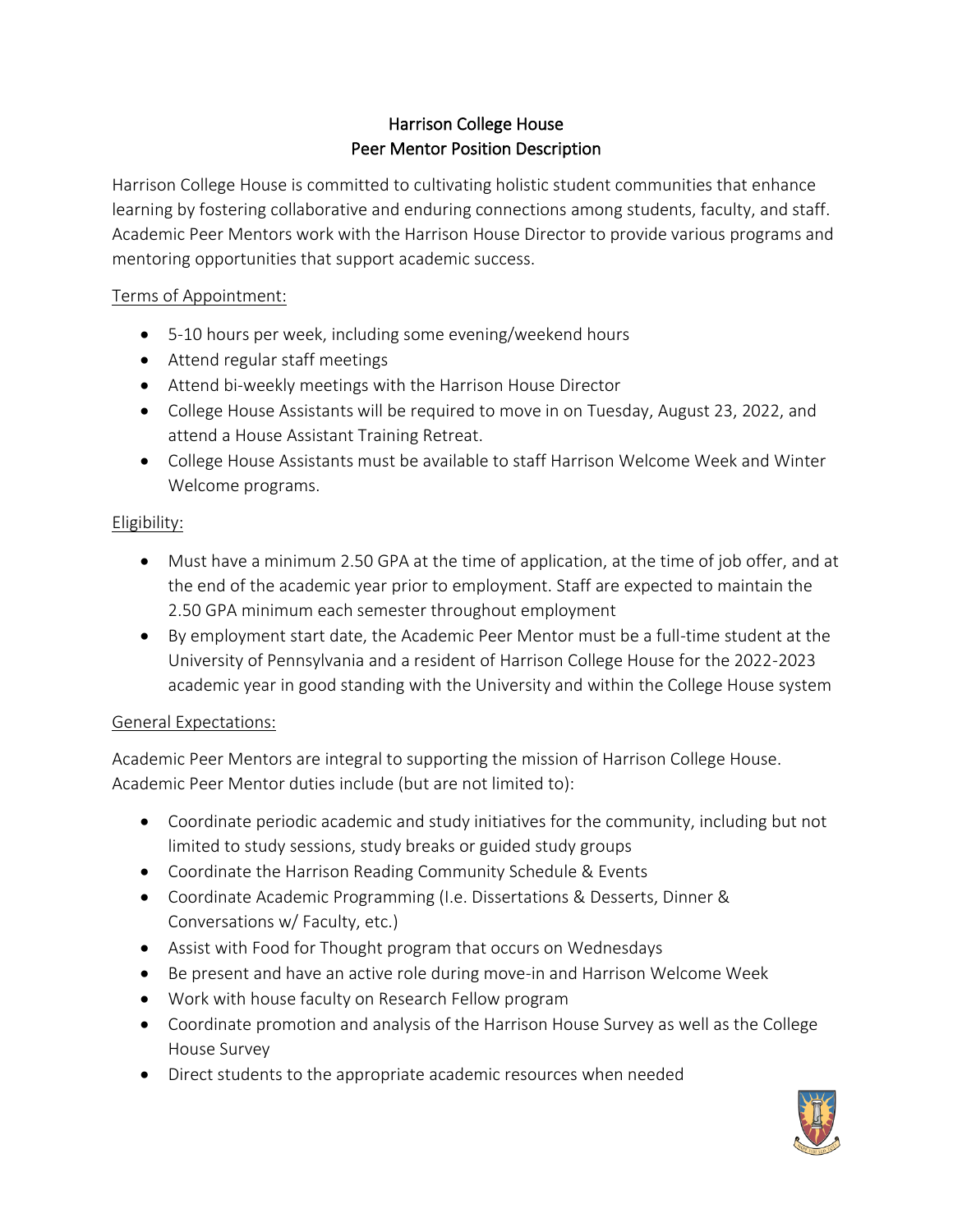# Harrison College House
## Peer Mentor Position Description

Harrison College House is committed to cultivating holistic student communities that enhance learning by fostering collaborative and enduring connections among students, faculty, and staff. Academic Peer Mentors work with the Harrison House Director to provide various programs and mentoring opportunities that support academic success.

Terms of Appointment:

- 5-10 hours per week, including some evening/weekend hours
- Attend regular staff meetings
- Attend bi-weekly meetings with the Harrison House Director
- College House Assistants will be required to move in on Tuesday, August 23, 2022, and attend a House Assistant Training Retreat.
- College House Assistants must be available to staff Harrison Welcome Week and Winter Welcome programs.

Eligibility:

- Must have a minimum 2.50 GPA at the time of application, at the time of job offer, and at the end of the academic year prior to employment. Staff are expected to maintain the 2.50 GPA minimum each semester throughout employment
- By employment start date, the Academic Peer Mentor must be a full-time student at the University of Pennsylvania and a resident of Harrison College House for the 2022-2023 academic year in good standing with the University and within the College House system

General Expectations:

Academic Peer Mentors are integral to supporting the mission of Harrison College House. Academic Peer Mentor duties include (but are not limited to):

- Coordinate periodic academic and study initiatives for the community, including but not limited to study sessions, study breaks or guided study groups
- Coordinate the Harrison Reading Community Schedule & Events
- Coordinate Academic Programming (I.e. Dissertations & Desserts, Dinner & Conversations w/ Faculty, etc.)
- Assist with Food for Thought program that occurs on Wednesdays
- Be present and have an active role during move-in and Harrison Welcome Week
- Work with house faculty on Research Fellow program
- Coordinate promotion and analysis of the Harrison House Survey as well as the College House Survey
- Direct students to the appropriate academic resources when needed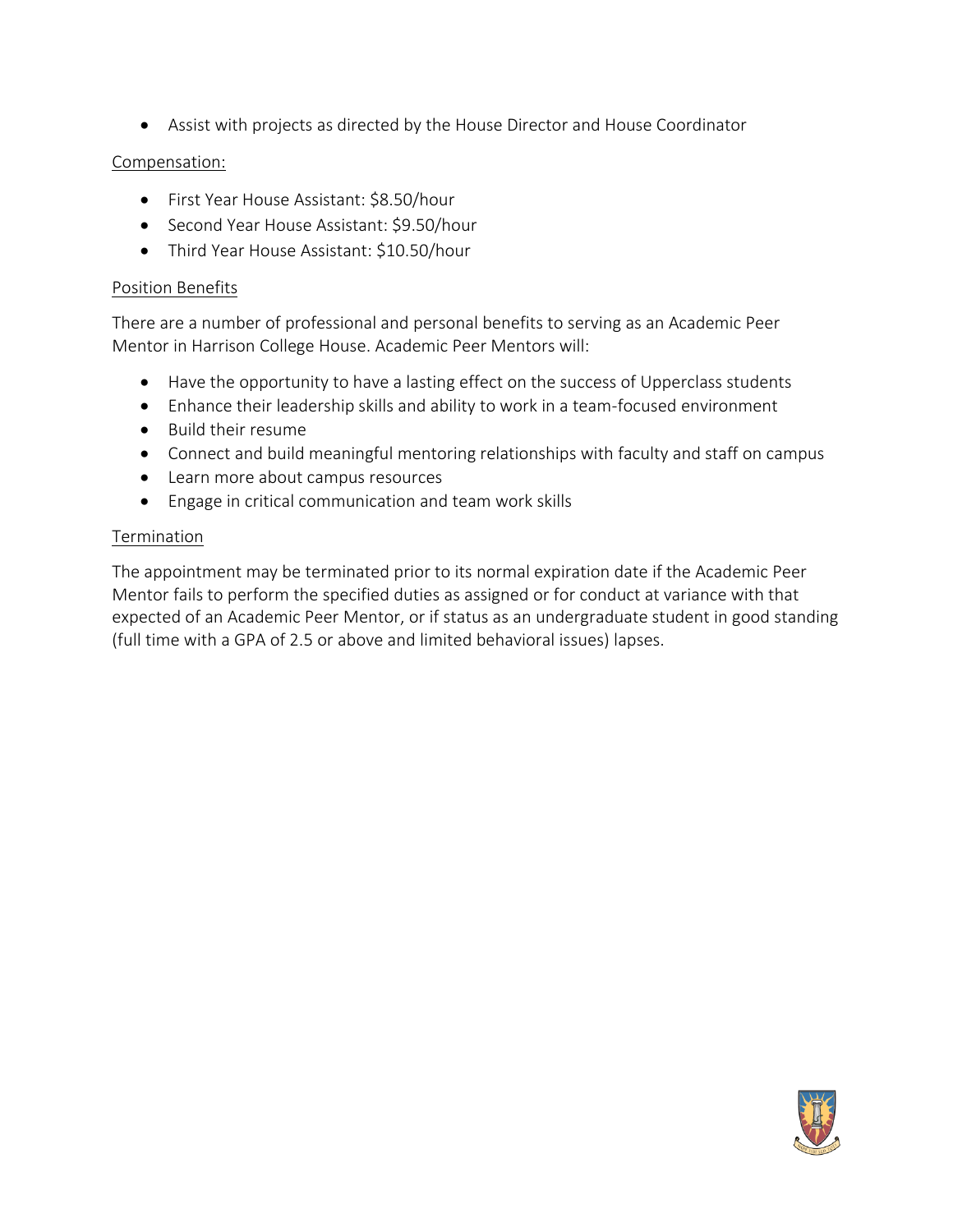- Assist with projects as directed by the House Director and House Coordinator

Compensation:

- First Year House Assistant: $8.50/hour
- Second Year House Assistant: $9.50/hour
- Third Year House Assistant: $10.50/hour

Position Benefits

There are a number of professional and personal benefits to serving as an Academic Peer Mentor in Harrison College House. Academic Peer Mentors will:

- Have the opportunity to have a lasting effect on the success of Upperclass students
- Enhance their leadership skills and ability to work in a team-focused environment
- Build their resume
- Connect and build meaningful mentoring relationships with faculty and staff on campus
- Learn more about campus resources
- Engage in critical communication and team work skills

Termination

The appointment may be terminated prior to its normal expiration date if the Academic Peer Mentor fails to perform the specified duties as assigned or for conduct at variance with that expected of an Academic Peer Mentor, or if status as an undergraduate student in good standing (full time with a GPA of 2.5 or above and limited behavioral issues) lapses.